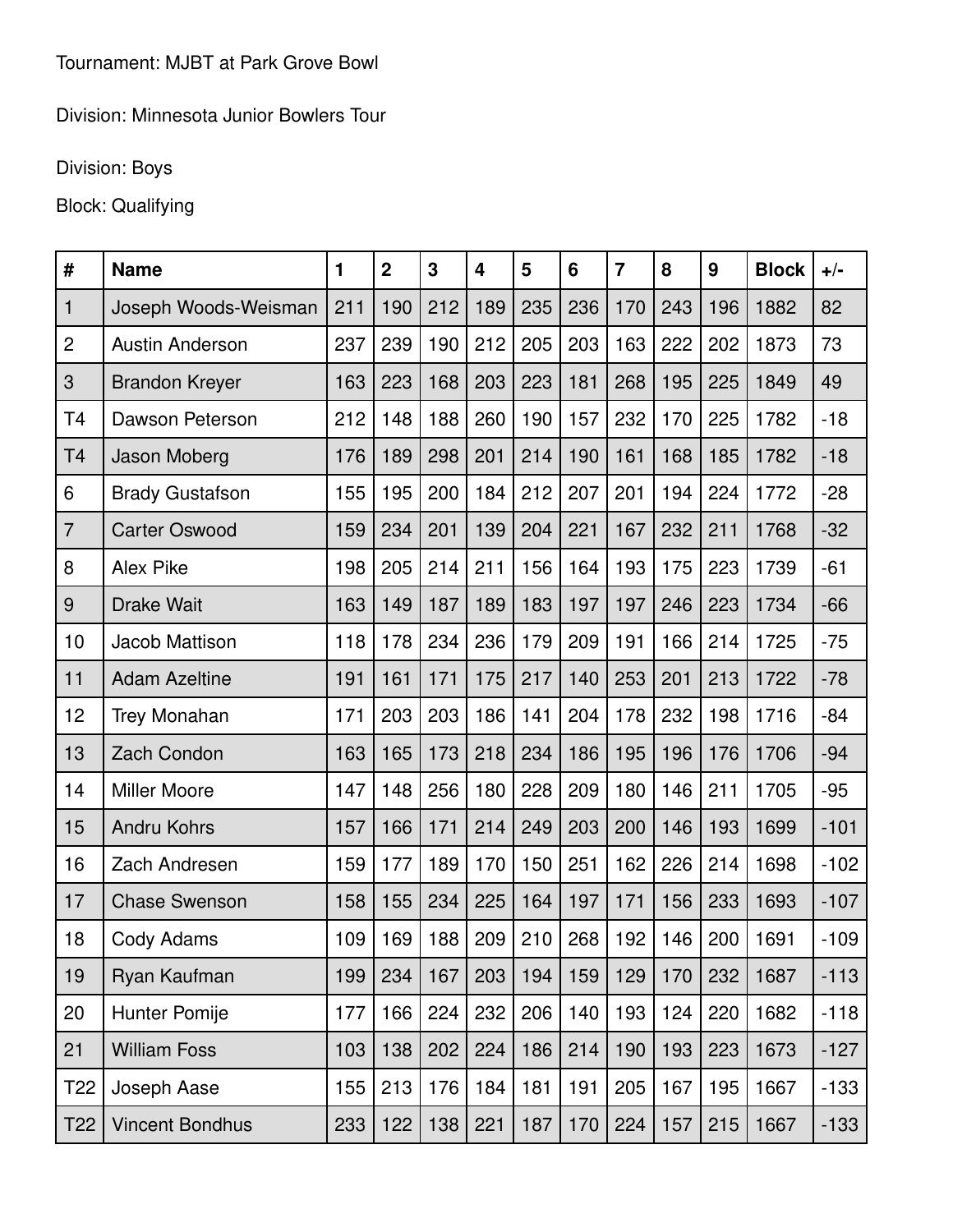Tournament: MJBT at Park Grove Bowl

Division: Minnesota Junior Bowlers Tour

Division: Boys

Block: Qualifying

| # | Name | 1 | 2 | 3 | 4 | 5 | 6 | 7 | 8 | 9 | Block | +/- |
|---|---|---|---|---|---|---|---|---|---|---|---|---|
| 1 | Joseph Woods-Weisman | 211 | 190 | 212 | 189 | 235 | 236 | 170 | 243 | 196 | 1882 | 82 |
| 2 | Austin Anderson | 237 | 239 | 190 | 212 | 205 | 203 | 163 | 222 | 202 | 1873 | 73 |
| 3 | Brandon Kreyer | 163 | 223 | 168 | 203 | 223 | 181 | 268 | 195 | 225 | 1849 | 49 |
| T4 | Dawson Peterson | 212 | 148 | 188 | 260 | 190 | 157 | 232 | 170 | 225 | 1782 | -18 |
| T4 | Jason Moberg | 176 | 189 | 298 | 201 | 214 | 190 | 161 | 168 | 185 | 1782 | -18 |
| 6 | Brady Gustafson | 155 | 195 | 200 | 184 | 212 | 207 | 201 | 194 | 224 | 1772 | -28 |
| 7 | Carter Oswood | 159 | 234 | 201 | 139 | 204 | 221 | 167 | 232 | 211 | 1768 | -32 |
| 8 | Alex Pike | 198 | 205 | 214 | 211 | 156 | 164 | 193 | 175 | 223 | 1739 | -61 |
| 9 | Drake Wait | 163 | 149 | 187 | 189 | 183 | 197 | 197 | 246 | 223 | 1734 | -66 |
| 10 | Jacob Mattison | 118 | 178 | 234 | 236 | 179 | 209 | 191 | 166 | 214 | 1725 | -75 |
| 11 | Adam Azeltine | 191 | 161 | 171 | 175 | 217 | 140 | 253 | 201 | 213 | 1722 | -78 |
| 12 | Trey Monahan | 171 | 203 | 203 | 186 | 141 | 204 | 178 | 232 | 198 | 1716 | -84 |
| 13 | Zach Condon | 163 | 165 | 173 | 218 | 234 | 186 | 195 | 196 | 176 | 1706 | -94 |
| 14 | Miller Moore | 147 | 148 | 256 | 180 | 228 | 209 | 180 | 146 | 211 | 1705 | -95 |
| 15 | Andru Kohrs | 157 | 166 | 171 | 214 | 249 | 203 | 200 | 146 | 193 | 1699 | -101 |
| 16 | Zach Andresen | 159 | 177 | 189 | 170 | 150 | 251 | 162 | 226 | 214 | 1698 | -102 |
| 17 | Chase Swenson | 158 | 155 | 234 | 225 | 164 | 197 | 171 | 156 | 233 | 1693 | -107 |
| 18 | Cody Adams | 109 | 169 | 188 | 209 | 210 | 268 | 192 | 146 | 200 | 1691 | -109 |
| 19 | Ryan Kaufman | 199 | 234 | 167 | 203 | 194 | 159 | 129 | 170 | 232 | 1687 | -113 |
| 20 | Hunter Pomije | 177 | 166 | 224 | 232 | 206 | 140 | 193 | 124 | 220 | 1682 | -118 |
| 21 | William Foss | 103 | 138 | 202 | 224 | 186 | 214 | 190 | 193 | 223 | 1673 | -127 |
| T22 | Joseph Aase | 155 | 213 | 176 | 184 | 181 | 191 | 205 | 167 | 195 | 1667 | -133 |
| T22 | Vincent Bondhus | 233 | 122 | 138 | 221 | 187 | 170 | 224 | 157 | 215 | 1667 | -133 |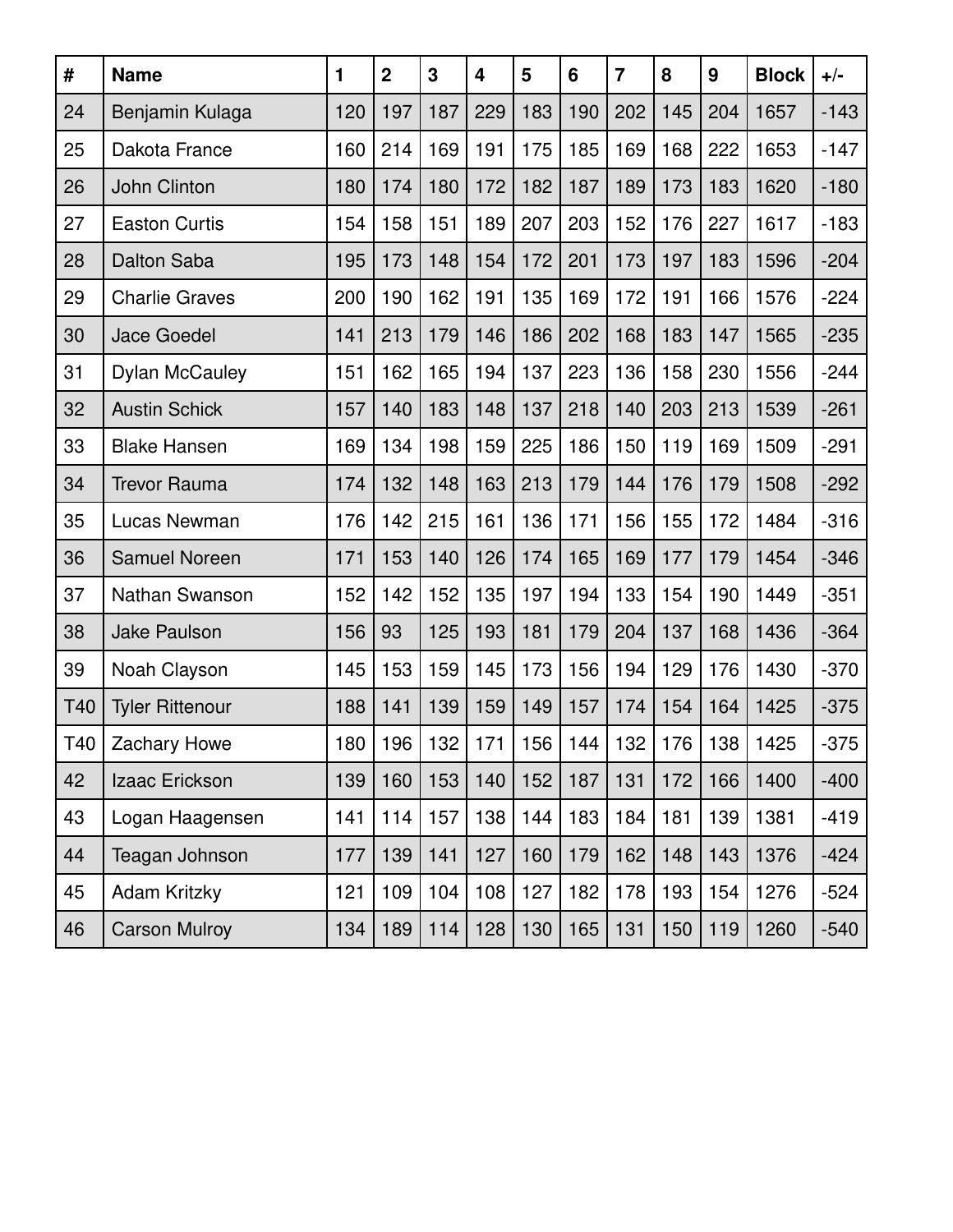| # | Name | 1 | 2 | 3 | 4 | 5 | 6 | 7 | 8 | 9 | Block | +/- |
|---|---|---|---|---|---|---|---|---|---|---|---|---|
| 24 | Benjamin Kulaga | 120 | 197 | 187 | 229 | 183 | 190 | 202 | 145 | 204 | 1657 | -143 |
| 25 | Dakota France | 160 | 214 | 169 | 191 | 175 | 185 | 169 | 168 | 222 | 1653 | -147 |
| 26 | John Clinton | 180 | 174 | 180 | 172 | 182 | 187 | 189 | 173 | 183 | 1620 | -180 |
| 27 | Easton Curtis | 154 | 158 | 151 | 189 | 207 | 203 | 152 | 176 | 227 | 1617 | -183 |
| 28 | Dalton Saba | 195 | 173 | 148 | 154 | 172 | 201 | 173 | 197 | 183 | 1596 | -204 |
| 29 | Charlie Graves | 200 | 190 | 162 | 191 | 135 | 169 | 172 | 191 | 166 | 1576 | -224 |
| 30 | Jace Goedel | 141 | 213 | 179 | 146 | 186 | 202 | 168 | 183 | 147 | 1565 | -235 |
| 31 | Dylan McCauley | 151 | 162 | 165 | 194 | 137 | 223 | 136 | 158 | 230 | 1556 | -244 |
| 32 | Austin Schick | 157 | 140 | 183 | 148 | 137 | 218 | 140 | 203 | 213 | 1539 | -261 |
| 33 | Blake Hansen | 169 | 134 | 198 | 159 | 225 | 186 | 150 | 119 | 169 | 1509 | -291 |
| 34 | Trevor Rauma | 174 | 132 | 148 | 163 | 213 | 179 | 144 | 176 | 179 | 1508 | -292 |
| 35 | Lucas Newman | 176 | 142 | 215 | 161 | 136 | 171 | 156 | 155 | 172 | 1484 | -316 |
| 36 | Samuel Noreen | 171 | 153 | 140 | 126 | 174 | 165 | 169 | 177 | 179 | 1454 | -346 |
| 37 | Nathan Swanson | 152 | 142 | 152 | 135 | 197 | 194 | 133 | 154 | 190 | 1449 | -351 |
| 38 | Jake Paulson | 156 | 93 | 125 | 193 | 181 | 179 | 204 | 137 | 168 | 1436 | -364 |
| 39 | Noah Clayson | 145 | 153 | 159 | 145 | 173 | 156 | 194 | 129 | 176 | 1430 | -370 |
| T40 | Tyler Rittenour | 188 | 141 | 139 | 159 | 149 | 157 | 174 | 154 | 164 | 1425 | -375 |
| T40 | Zachary Howe | 180 | 196 | 132 | 171 | 156 | 144 | 132 | 176 | 138 | 1425 | -375 |
| 42 | Izaac Erickson | 139 | 160 | 153 | 140 | 152 | 187 | 131 | 172 | 166 | 1400 | -400 |
| 43 | Logan Haagensen | 141 | 114 | 157 | 138 | 144 | 183 | 184 | 181 | 139 | 1381 | -419 |
| 44 | Teagan Johnson | 177 | 139 | 141 | 127 | 160 | 179 | 162 | 148 | 143 | 1376 | -424 |
| 45 | Adam Kritzky | 121 | 109 | 104 | 108 | 127 | 182 | 178 | 193 | 154 | 1276 | -524 |
| 46 | Carson Mulroy | 134 | 189 | 114 | 128 | 130 | 165 | 131 | 150 | 119 | 1260 | -540 |